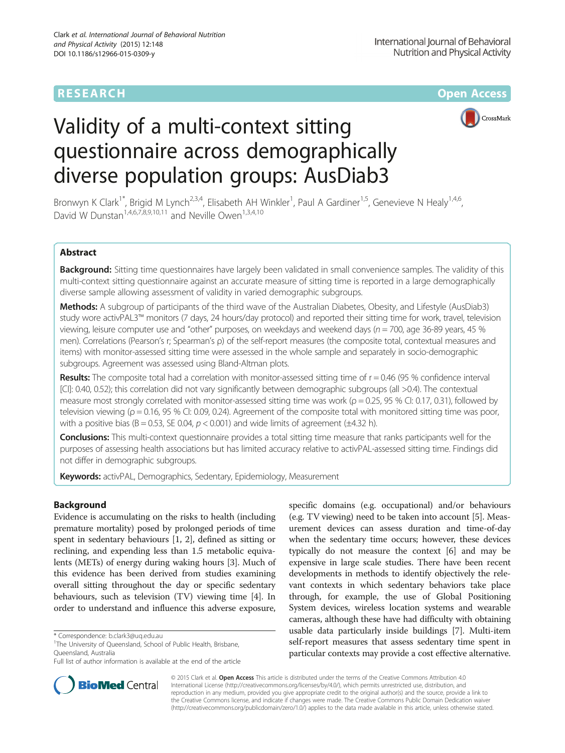RESEARCH Open Access

# Validity of a multi-context sitting questionnaire across demographically diverse population groups: AusDiab3

Bronwyn K Clark[1*], Brigid M Lynch[2,3,4], Elisabeth AH Winkler[1], Paul A Gardiner[1,5], Genevieve N Healy[1,4,6], David W Dunstan[1,4,6,7,8,9,10,11] and Neville Owen[1,3,4,10]

## Abstract

**Background:** Sitting time questionnaires have largely been validated in small convenience samples. The validity of this multi-context sitting questionnaire against an accurate measure of sitting time is reported in a large demographically diverse sample allowing assessment of validity in varied demographic subgroups.

**Methods:** A subgroup of participants of the third wave of the Australian Diabetes, Obesity, and Lifestyle (AusDiab3) study wore activPAL3™ monitors (7 days, 24 hours/day protocol) and reported their sitting time for work, travel, television viewing, leisure computer use and "other" purposes, on weekdays and weekend days ($n = 700$, age 36-89 years, 45 % men). Correlations (Pearson's r; Spearman's ρ) of the self-report measures (the composite total, contextual measures and items) with monitor-assessed sitting time were assessed in the whole sample and separately in socio-demographic subgroups. Agreement was assessed using Bland-Altman plots.

**Results:** The composite total had a correlation with monitor-assessed sitting time of $r = 0.46$ (95 % confidence interval [CI]: 0.40, 0.52); this correlation did not vary significantly between demographic subgroups (all >0.4). The contextual measure most strongly correlated with monitor-assessed sitting time was work ($\rho = 0.25$, 95 % CI: 0.17, 0.31), followed by television viewing ($\rho = 0.16$, 95 % CI: 0.09, 0.24). Agreement of the composite total with monitored sitting time was poor, with a positive bias ($B = 0.53$, SE 0.04, $p < 0.001$) and wide limits of agreement (±4.32 h).

**Conclusions:** This multi-context questionnaire provides a total sitting time measure that ranks participants well for the purposes of assessing health associations but has limited accuracy relative to activPAL-assessed sitting time. Findings did not differ in demographic subgroups.

**Keywords:** activPAL, Demographics, Sedentary, Epidemiology, Measurement

## Background

Evidence is accumulating on the risks to health (including premature mortality) posed by prolonged periods of time spent in sedentary behaviours [1, 2], defined as sitting or reclining, and expending less than 1.5 metabolic equivalents (METs) of energy during waking hours [3]. Much of this evidence has been derived from studies examining overall sitting throughout the day or specific sedentary behaviours, such as television (TV) viewing time [4]. In order to understand and influence this adverse exposure, specific domains (e.g. occupational) and/or behaviours (e.g. TV viewing) need to be taken into account [5]. Measurement devices can assess duration and time-of-day when the sedentary time occurs; however, these devices typically do not measure the context [6] and may be expensive in large scale studies. There have been recent developments in methods to identify objectively the relevant contexts in which sedentary behaviors take place through, for example, the use of Global Positioning System devices, wireless location systems and wearable cameras, although these have had difficulty with obtaining usable data particularly inside buildings [7]. Multi-item self-report measures that assess sedentary time spent in particular contexts may provide a cost effective alternative.

* Correspondence: b.clark3@uq.edu.au
[1]The University of Queensland, School of Public Health, Brisbane, Queensland, Australia
Full list of author information is available at the end of the article

© 2015 Clark et al. **Open Access** This article is distributed under the terms of the Creative Commons Attribution 4.0 International License (http://creativecommons.org/licenses/by/4.0/), which permits unrestricted use, distribution, and reproduction in any medium, provided you give appropriate credit to the original author(s) and the source, provide a link to the Creative Commons license, and indicate if changes were made. The Creative Commons Public Domain Dedication waiver (http://creativecommons.org/publicdomain/zero/1.0/) applies to the data made available in this article, unless otherwise stated.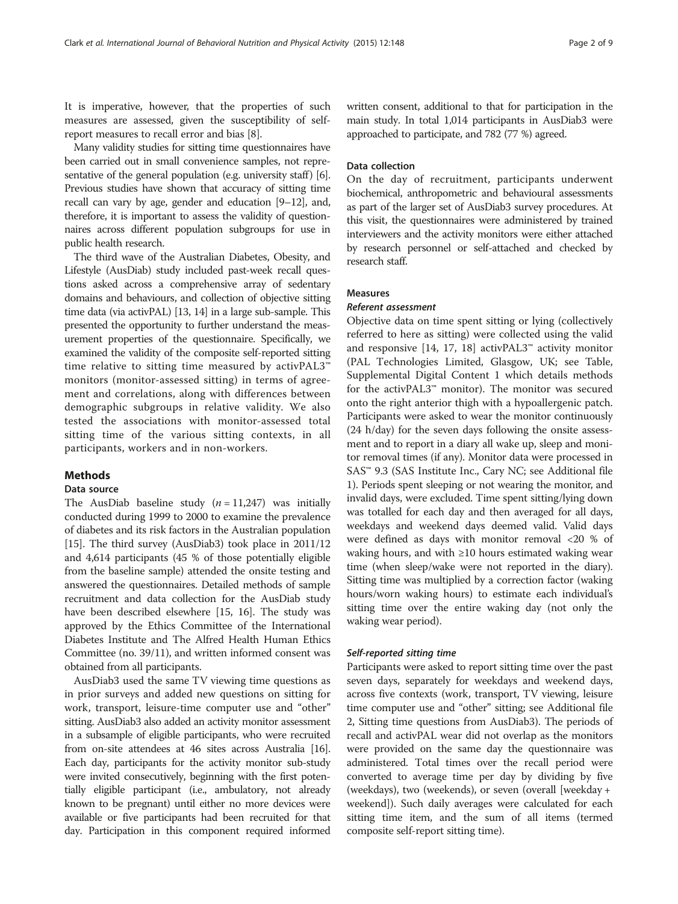It is imperative, however, that the properties of such measures are assessed, given the susceptibility of self-report measures to recall error and bias [8].

Many validity studies for sitting time questionnaires have been carried out in small convenience samples, not representative of the general population (e.g. university staff) [6]. Previous studies have shown that accuracy of sitting time recall can vary by age, gender and education [9–12], and, therefore, it is important to assess the validity of questionnaires across different population subgroups for use in public health research.

The third wave of the Australian Diabetes, Obesity, and Lifestyle (AusDiab) study included past-week recall questions asked across a comprehensive array of sedentary domains and behaviours, and collection of objective sitting time data (via activPAL) [13, 14] in a large sub-sample. This presented the opportunity to further understand the measurement properties of the questionnaire. Specifically, we examined the validity of the composite self-reported sitting time relative to sitting time measured by activPAL3™ monitors (monitor-assessed sitting) in terms of agreement and correlations, along with differences between demographic subgroups in relative validity. We also tested the associations with monitor-assessed total sitting time of the various sitting contexts, in all participants, workers and in non-workers.

## Methods

### Data source

The AusDiab baseline study ($n = 11{,}247$) was initially conducted during 1999 to 2000 to examine the prevalence of diabetes and its risk factors in the Australian population [15]. The third survey (AusDiab3) took place in 2011/12 and 4,614 participants (45 % of those potentially eligible from the baseline sample) attended the onsite testing and answered the questionnaires. Detailed methods of sample recruitment and data collection for the AusDiab study have been described elsewhere [15, 16]. The study was approved by the Ethics Committee of the International Diabetes Institute and The Alfred Health Human Ethics Committee (no. 39/11), and written informed consent was obtained from all participants.

AusDiab3 used the same TV viewing time questions as in prior surveys and added new questions on sitting for work, transport, leisure-time computer use and "other" sitting. AusDiab3 also added an activity monitor assessment in a subsample of eligible participants, who were recruited from on-site attendees at 46 sites across Australia [16]. Each day, participants for the activity monitor sub-study were invited consecutively, beginning with the first potentially eligible participant (i.e., ambulatory, not already known to be pregnant) until either no more devices were available or five participants had been recruited for that day. Participation in this component required informed written consent, additional to that for participation in the main study. In total 1,014 participants in AusDiab3 were approached to participate, and 782 (77 %) agreed.

### Data collection

On the day of recruitment, participants underwent biochemical, anthropometric and behavioural assessments as part of the larger set of AusDiab3 survey procedures. At this visit, the questionnaires were administered by trained interviewers and the activity monitors were either attached by research personnel or self-attached and checked by research staff.

### Measures

#### *Referent assessment*

Objective data on time spent sitting or lying (collectively referred to here as sitting) were collected using the valid and responsive [14, 17, 18] activPAL3™ activity monitor (PAL Technologies Limited, Glasgow, UK; see Table, Supplemental Digital Content 1 which details methods for the activPAL3™ monitor). The monitor was secured onto the right anterior thigh with a hypoallergenic patch. Participants were asked to wear the monitor continuously (24 h/day) for the seven days following the onsite assessment and to report in a diary all wake up, sleep and monitor removal times (if any). Monitor data were processed in SAS™ 9.3 (SAS Institute Inc., Cary NC; see Additional file 1). Periods spent sleeping or not wearing the monitor, and invalid days, were excluded. Time spent sitting/lying down was totalled for each day and then averaged for all days, weekdays and weekend days deemed valid. Valid days were defined as days with monitor removal <20 % of waking hours, and with ≥10 hours estimated waking wear time (when sleep/wake were not reported in the diary). Sitting time was multiplied by a correction factor (waking hours/worn waking hours) to estimate each individual's sitting time over the entire waking day (not only the waking wear period).

#### *Self-reported sitting time*

Participants were asked to report sitting time over the past seven days, separately for weekdays and weekend days, across five contexts (work, transport, TV viewing, leisure time computer use and "other" sitting; see Additional file 2, Sitting time questions from AusDiab3). The periods of recall and activPAL wear did not overlap as the monitors were provided on the same day the questionnaire was administered. Total times over the recall period were converted to average time per day by dividing by five (weekdays), two (weekends), or seven (overall [weekday + weekend]). Such daily averages were calculated for each sitting time item, and the sum of all items (termed composite self-report sitting time).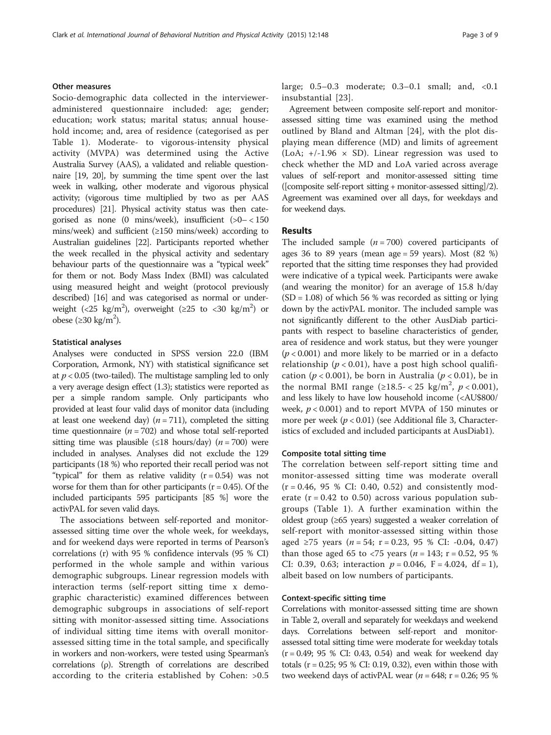### Other measures

Socio-demographic data collected in the interviewer-administered questionnaire included: age; gender; education; work status; marital status; annual household income; and, area of residence (categorised as per Table 1). Moderate- to vigorous-intensity physical activity (MVPA) was determined using the Active Australia Survey (AAS), a validated and reliable questionnaire [19, 20], by summing the time spent over the last week in walking, other moderate and vigorous physical activity; (vigorous time multiplied by two as per AAS procedures) [21]. Physical activity status was then categorised as none (0 mins/week), insufficient (>0– < 150 mins/week) and sufficient (≥150 mins/week) according to Australian guidelines [22]. Participants reported whether the week recalled in the physical activity and sedentary behaviour parts of the questionnaire was a "typical week" for them or not. Body Mass Index (BMI) was calculated using measured height and weight (protocol previously described) [16] and was categorised as normal or underweight (<25 kg/m$^2$), overweight (≥25 to <30 kg/m$^2$) or obese (≥30 kg/m$^2$).

### Statistical analyses

Analyses were conducted in SPSS version 22.0 (IBM Corporation, Armonk, NY) with statistical significance set at $p < 0.05$ (two-tailed). The multistage sampling led to only a very average design effect (1.3); statistics were reported as per a simple random sample. Only participants who provided at least four valid days of monitor data (including at least one weekend day) ($n = 711$), completed the sitting time questionnaire ($n = 702$) and whose total self-reported sitting time was plausible (≤18 hours/day) ($n = 700$) were included in analyses. Analyses did not exclude the 129 participants (18 %) who reported their recall period was not "typical" for them as relative validity (r = 0.54) was not worse for them than for other participants (r = 0.45). Of the included participants 595 participants [85 %] wore the activPAL for seven valid days.

The associations between self-reported and monitor-assessed sitting time over the whole week, for weekdays, and for weekend days were reported in terms of Pearson's correlations (r) with 95 % confidence intervals (95 % CI) performed in the whole sample and within various demographic subgroups. Linear regression models with interaction terms (self-report sitting time x demographic characteristic) examined differences between demographic subgroups in associations of self-report sitting with monitor-assessed sitting time. Associations of individual sitting time items with overall monitor-assessed sitting time in the total sample, and specifically in workers and non-workers, were tested using Spearman's correlations (ρ). Strength of correlations are described according to the criteria established by Cohen: >0.5 large; 0.5–0.3 moderate; 0.3–0.1 small; and, <0.1 insubstantial [23].

Agreement between composite self-report and monitor-assessed sitting time was examined using the method outlined by Bland and Altman [24], with the plot displaying mean difference (MD) and limits of agreement (LoA; +/-1.96 × SD). Linear regression was used to check whether the MD and LoA varied across average values of self-report and monitor-assessed sitting time ([composite self-report sitting + monitor-assessed sitting]/2). Agreement was examined over all days, for weekdays and for weekend days.

## Results

The included sample ($n = 700$) covered participants of ages 36 to 89 years (mean age = 59 years). Most (82 %) reported that the sitting time responses they had provided were indicative of a typical week. Participants were awake (and wearing the monitor) for an average of 15.8 h/day (SD = 1.08) of which 56 % was recorded as sitting or lying down by the activPAL monitor. The included sample was not significantly different to the other AusDiab participants with respect to baseline characteristics of gender, area of residence and work status, but they were younger ($p < 0.001$) and more likely to be married or in a defacto relationship ($p < 0.01$), have a post high school qualification ($p < 0.001$), be born in Australia ($p < 0.01$), be in the normal BMI range (≥18.5- < 25 kg/m$^2$, $p < 0.001$), and less likely to have low household income (<AU$800/week, $p < 0.001$) and to report MVPA of 150 minutes or more per week ($p < 0.01$) (see Additional file 3, Characteristics of excluded and included participants at AusDiab1).

### Composite total sitting time

The correlation between self-report sitting time and monitor-assessed sitting time was moderate overall (r = 0.46, 95 % CI: 0.40, 0.52) and consistently moderate (r = 0.42 to 0.50) across various population subgroups (Table 1). A further examination within the oldest group (≥65 years) suggested a weaker correlation of self-report with monitor-assessed sitting within those aged ≥75 years ($n = 54$; r = 0.23, 95 % CI: -0.04, 0.47) than those aged 65 to <75 years ($n = 143$; r = 0.52, 95 % CI: 0.39, 0.63; interaction $p = 0.046$, F = 4.024, df = 1), albeit based on low numbers of participants.

### Context-specific sitting time

Correlations with monitor-assessed sitting time are shown in Table 2, overall and separately for weekdays and weekend days. Correlations between self-report and monitor-assessed total sitting time were moderate for weekday totals (r = 0.49; 95 % CI: 0.43, 0.54) and weak for weekend day totals (r = 0.25; 95 % CI: 0.19, 0.32), even within those with two weekend days of activPAL wear ($n = 648$; r = 0.26; 95 %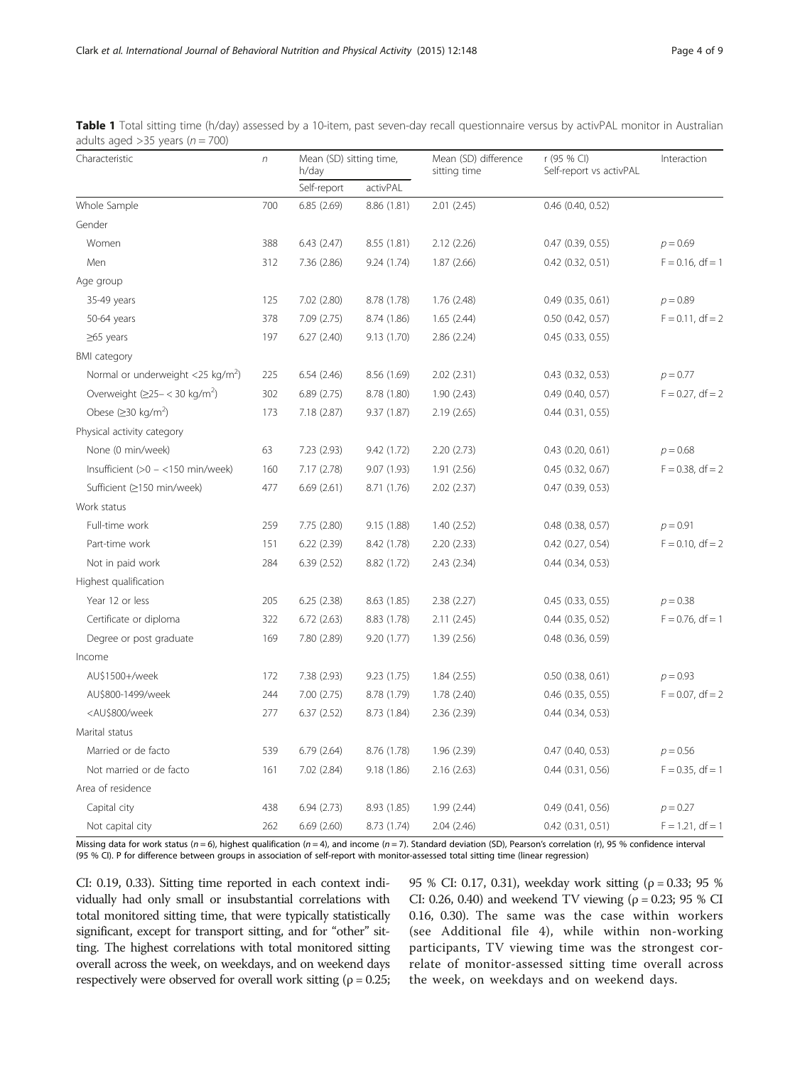**Table 1** Total sitting time (h/day) assessed by a 10-item, past seven-day recall questionnaire versus by activPAL monitor in Australian adults aged >35 years ($n = 700$)

| Characteristic | $n$ | Mean (SD) sitting time, h/day | | Mean (SD) difference sitting time | r (95 % CI) Self-report vs activPAL | Interaction |
|---|---|---|---|---|---|---|
| | | Self-report | activPAL | | | |
| Whole Sample | 700 | 6.85 (2.69) | 8.86 (1.81) | 2.01 (2.45) | 0.46 (0.40, 0.52) | |
| Gender | | | | | | |
| Women | 388 | 6.43 (2.47) | 8.55 (1.81) | 2.12 (2.26) | 0.47 (0.39, 0.55) | $p = 0.69$ |
| Men | 312 | 7.36 (2.86) | 9.24 (1.74) | 1.87 (2.66) | 0.42 (0.32, 0.51) | F = 0.16, df = 1 |
| Age group | | | | | | |
| 35-49 years | 125 | 7.02 (2.80) | 8.78 (1.78) | 1.76 (2.48) | 0.49 (0.35, 0.61) | $p = 0.89$ |
| 50-64 years | 378 | 7.09 (2.75) | 8.74 (1.86) | 1.65 (2.44) | 0.50 (0.42, 0.57) | F = 0.11, df = 2 |
| ≥65 years | 197 | 6.27 (2.40) | 9.13 (1.70) | 2.86 (2.24) | 0.45 (0.33, 0.55) | |
| BMI category | | | | | | |
| Normal or underweight <25 kg/m$^2$) | 225 | 6.54 (2.46) | 8.56 (1.69) | 2.02 (2.31) | 0.43 (0.32, 0.53) | $p = 0.77$ |
| Overweight (≥25– < 30 kg/m$^2$) | 302 | 6.89 (2.75) | 8.78 (1.80) | 1.90 (2.43) | 0.49 (0.40, 0.57) | F = 0.27, df = 2 |
| Obese (≥30 kg/m$^2$) | 173 | 7.18 (2.87) | 9.37 (1.87) | 2.19 (2.65) | 0.44 (0.31, 0.55) | |
| Physical activity category | | | | | | |
| None (0 min/week) | 63 | 7.23 (2.93) | 9.42 (1.72) | 2.20 (2.73) | 0.43 (0.20, 0.61) | $p = 0.68$ |
| Insufficient (>0 – <150 min/week) | 160 | 7.17 (2.78) | 9.07 (1.93) | 1.91 (2.56) | 0.45 (0.32, 0.67) | F = 0.38, df = 2 |
| Sufficient (≥150 min/week) | 477 | 6.69 (2.61) | 8.71 (1.76) | 2.02 (2.37) | 0.47 (0.39, 0.53) | |
| Work status | | | | | | |
| Full-time work | 259 | 7.75 (2.80) | 9.15 (1.88) | 1.40 (2.52) | 0.48 (0.38, 0.57) | $p = 0.91$ |
| Part-time work | 151 | 6.22 (2.39) | 8.42 (1.78) | 2.20 (2.33) | 0.42 (0.27, 0.54) | F = 0.10, df = 2 |
| Not in paid work | 284 | 6.39 (2.52) | 8.82 (1.72) | 2.43 (2.34) | 0.44 (0.34, 0.53) | |
| Highest qualification | | | | | | |
| Year 12 or less | 205 | 6.25 (2.38) | 8.63 (1.85) | 2.38 (2.27) | 0.45 (0.33, 0.55) | $p = 0.38$ |
| Certificate or diploma | 322 | 6.72 (2.63) | 8.83 (1.78) | 2.11 (2.45) | 0.44 (0.35, 0.52) | F = 0.76, df = 1 |
| Degree or post graduate | 169 | 7.80 (2.89) | 9.20 (1.77) | 1.39 (2.56) | 0.48 (0.36, 0.59) | |
| Income | | | | | | |
| AU$1500+/week | 172 | 7.38 (2.93) | 9.23 (1.75) | 1.84 (2.55) | 0.50 (0.38, 0.61) | $p = 0.93$ |
| AU$800-1499/week | 244 | 7.00 (2.75) | 8.78 (1.79) | 1.78 (2.40) | 0.46 (0.35, 0.55) | F = 0.07, df = 2 |
| <AU$800/week | 277 | 6.37 (2.52) | 8.73 (1.84) | 2.36 (2.39) | 0.44 (0.34, 0.53) | |
| Marital status | | | | | | |
| Married or de facto | 539 | 6.79 (2.64) | 8.76 (1.78) | 1.96 (2.39) | 0.47 (0.40, 0.53) | $p = 0.56$ |
| Not married or de facto | 161 | 7.02 (2.84) | 9.18 (1.86) | 2.16 (2.63) | 0.44 (0.31, 0.56) | F = 0.35, df = 1 |
| Area of residence | | | | | | |
| Capital city | 438 | 6.94 (2.73) | 8.93 (1.85) | 1.99 (2.44) | 0.49 (0.41, 0.56) | $p = 0.27$ |
| Not capital city | 262 | 6.69 (2.60) | 8.73 (1.74) | 2.04 (2.46) | 0.42 (0.31, 0.51) | F = 1.21, df = 1 |

Missing data for work status ($n = 6$), highest qualification ($n = 4$), and income ($n = 7$). Standard deviation (SD), Pearson's correlation ($r$), 95 % confidence interval (95 % CI). P for difference between groups in association of self-report with monitor-assessed total sitting time (linear regression)

CI: 0.19, 0.33). Sitting time reported in each context individually had only small or insubstantial correlations with total monitored sitting time, that were typically statistically significant, except for transport sitting, and for "other" sitting. The highest correlations with total monitored sitting overall across the week, on weekdays, and on weekend days respectively were observed for overall work sitting ($\rho = 0.25$; 95 % CI: 0.17, 0.31), weekday work sitting ($\rho = 0.33$; 95 % CI: 0.26, 0.40) and weekend TV viewing ($\rho = 0.23$; 95 % CI 0.16, 0.30). The same was the case within workers (see Additional file 4), while within non-working participants, TV viewing time was the strongest correlate of monitor-assessed sitting time overall across the week, on weekdays and on weekend days.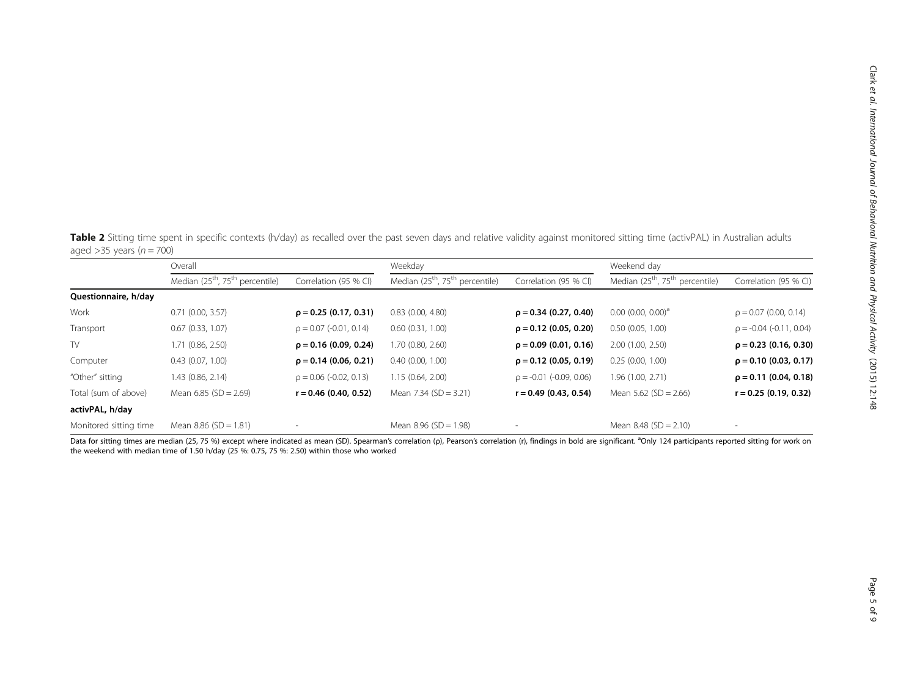**Table 2** Sitting time spent in specific contexts (h/day) as recalled over the past seven days and relative validity against monitored sitting time (activPAL) in Australian adults aged >35 years (*n* = 700)

| | Overall | | Weekday | | Weekend day | |
|---|---|---|---|---|---|---|
| | Median (25th, 75th percentile) | Correlation (95 % CI) | Median (25th, 75th percentile) | Correlation (95 % CI) | Median (25th, 75th percentile) | Correlation (95 % CI) |
| **Questionnaire, h/day** | | | | | | |
| Work | 0.71 (0.00, 3.57) | **ρ = 0.25 (0.17, 0.31)** | 0.83 (0.00, 4.80) | **ρ = 0.34 (0.27, 0.40)** | 0.00 (0.00, 0.00)[a] | ρ = 0.07 (0.00, 0.14) |
| Transport | 0.67 (0.33, 1.07) | ρ = 0.07 (-0.01, 0.14) | 0.60 (0.31, 1.00) | **ρ = 0.12 (0.05, 0.20)** | 0.50 (0.05, 1.00) | ρ = -0.04 (-0.11, 0.04) |
| TV | 1.71 (0.86, 2.50) | **ρ = 0.16 (0.09, 0.24)** | 1.70 (0.80, 2.60) | **ρ = 0.09 (0.01, 0.16)** | 2.00 (1.00, 2.50) | **ρ = 0.23 (0.16, 0.30)** |
| Computer | 0.43 (0.07, 1.00) | **ρ = 0.14 (0.06, 0.21)** | 0.40 (0.00, 1.00) | **ρ = 0.12 (0.05, 0.19)** | 0.25 (0.00, 1.00) | **ρ = 0.10 (0.03, 0.17)** |
| "Other" sitting | 1.43 (0.86, 2.14) | ρ = 0.06 (-0.02, 0.13) | 1.15 (0.64, 2.00) | ρ = -0.01 (-0.09, 0.06) | 1.96 (1.00, 2.71) | **ρ = 0.11 (0.04, 0.18)** |
| Total (sum of above) | Mean 6.85 (SD = 2.69) | **r = 0.46 (0.40, 0.52)** | Mean 7.34 (SD = 3.21) | **r = 0.49 (0.43, 0.54)** | Mean 5.62 (SD = 2.66) | **r = 0.25 (0.19, 0.32)** |
| **activPAL, h/day** | | | | | | |
| Monitored sitting time | Mean 8.86 (SD = 1.81) | - | Mean 8.96 (SD = 1.98) | - | Mean 8.48 (SD = 2.10) | - |

Data for sitting times are median (25, 75 %) except where indicated as mean (SD). Spearman's correlation (ρ), Pearson's correlation (r), findings in bold are significant. [a]Only 124 participants reported sitting for work on the weekend with median time of 1.50 h/day (25 %: 0.75, 75 %: 2.50) within those who worked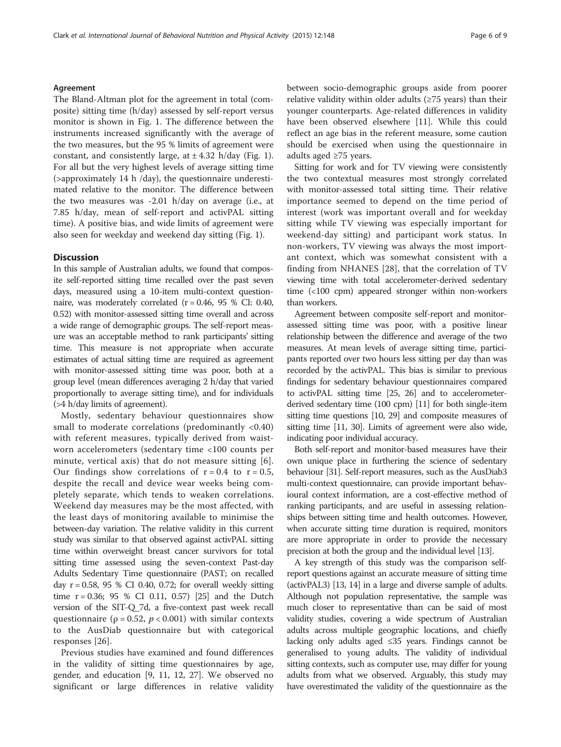### Agreement

The Bland-Altman plot for the agreement in total (composite) sitting time (h/day) assessed by self-report versus monitor is shown in Fig. 1. The difference between the instruments increased significantly with the average of the two measures, but the 95 % limits of agreement were constant, and consistently large, at ± 4.32 h/day (Fig. 1). For all but the very highest levels of average sitting time (>approximately 14 h /day), the questionnaire underestimated relative to the monitor. The difference between the two measures was -2.01 h/day on average (i.e., at 7.85 h/day, mean of self-report and activPAL sitting time). A positive bias, and wide limits of agreement were also seen for weekday and weekend day sitting (Fig. 1).

## Discussion

In this sample of Australian adults, we found that composite self-reported sitting time recalled over the past seven days, measured using a 10-item multi-context questionnaire, was moderately correlated ($r = 0.46$, 95 % CI: 0.40, 0.52) with monitor-assessed sitting time overall and across a wide range of demographic groups. The self-report measure was an acceptable method to rank participants' sitting time. This measure is not appropriate when accurate estimates of actual sitting time are required as agreement with monitor-assessed sitting time was poor, both at a group level (mean differences averaging 2 h/day that varied proportionally to average sitting time), and for individuals (>4 h/day limits of agreement).

Mostly, sedentary behaviour questionnaires show small to moderate correlations (predominantly <0.40) with referent measures, typically derived from waist-worn accelerometers (sedentary time <100 counts per minute, vertical axis) that do not measure sitting [6]. Our findings show correlations of $r = 0.4$ to $r = 0.5$, despite the recall and device wear weeks being completely separate, which tends to weaken correlations. Weekend day measures may be the most affected, with the least days of monitoring available to minimise the between-day variation. The relative validity in this current study was similar to that observed against activPAL sitting time within overweight breast cancer survivors for total sitting time assessed using the seven-context Past-day Adults Sedentary Time questionnaire (PAST; on recalled day $r = 0.58$, 95 % CI 0.40, 0.72; for overall weekly sitting time $r = 0.36$; 95 % CI 0.11, 0.57) [25] and the Dutch version of the SIT-Q_7d, a five-context past week recall questionnaire ($\rho = 0.52$, $p < 0.001$) with similar contexts to the AusDiab questionnaire but with categorical responses [26].

Previous studies have examined and found differences in the validity of sitting time questionnaires by age, gender, and education [9, 11, 12, 27]. We observed no significant or large differences in relative validity between socio-demographic groups aside from poorer relative validity within older adults (≥75 years) than their younger counterparts. Age-related differences in validity have been observed elsewhere [11]. While this could reflect an age bias in the referent measure, some caution should be exercised when using the questionnaire in adults aged ≥75 years.

Sitting for work and for TV viewing were consistently the two contextual measures most strongly correlated with monitor-assessed total sitting time. Their relative importance seemed to depend on the time period of interest (work was important overall and for weekday sitting while TV viewing was especially important for weekend-day sitting) and participant work status. In non-workers, TV viewing was always the most important context, which was somewhat consistent with a finding from NHANES [28], that the correlation of TV viewing time with total accelerometer-derived sedentary time (<100 cpm) appeared stronger within non-workers than workers.

Agreement between composite self-report and monitor-assessed sitting time was poor, with a positive linear relationship between the difference and average of the two measures. At mean levels of average sitting time, participants reported over two hours less sitting per day than was recorded by the activPAL. This bias is similar to previous findings for sedentary behaviour questionnaires compared to activPAL sitting time [25, 26] and to accelerometer-derived sedentary time (100 cpm) [11] for both single-item sitting time questions [10, 29] and composite measures of sitting time [11, 30]. Limits of agreement were also wide, indicating poor individual accuracy.

Both self-report and monitor-based measures have their own unique place in furthering the science of sedentary behaviour [31]. Self-report measures, such as the AusDiab3 multi-context questionnaire, can provide important behavioural context information, are a cost-effective method of ranking participants, and are useful in assessing relationships between sitting time and health outcomes. However, when accurate sitting time duration is required, monitors are more appropriate in order to provide the necessary precision at both the group and the individual level [13].

A key strength of this study was the comparison self-report questions against an accurate measure of sitting time (activPAL3) [13, 14] in a large and diverse sample of adults. Although not population representative, the sample was much closer to representative than can be said of most validity studies, covering a wide spectrum of Australian adults across multiple geographic locations, and chiefly lacking only adults aged ≤35 years. Findings cannot be generalised to young adults. The validity of individual sitting contexts, such as computer use, may differ for young adults from what we observed. Arguably, this study may have overestimated the validity of the questionnaire as the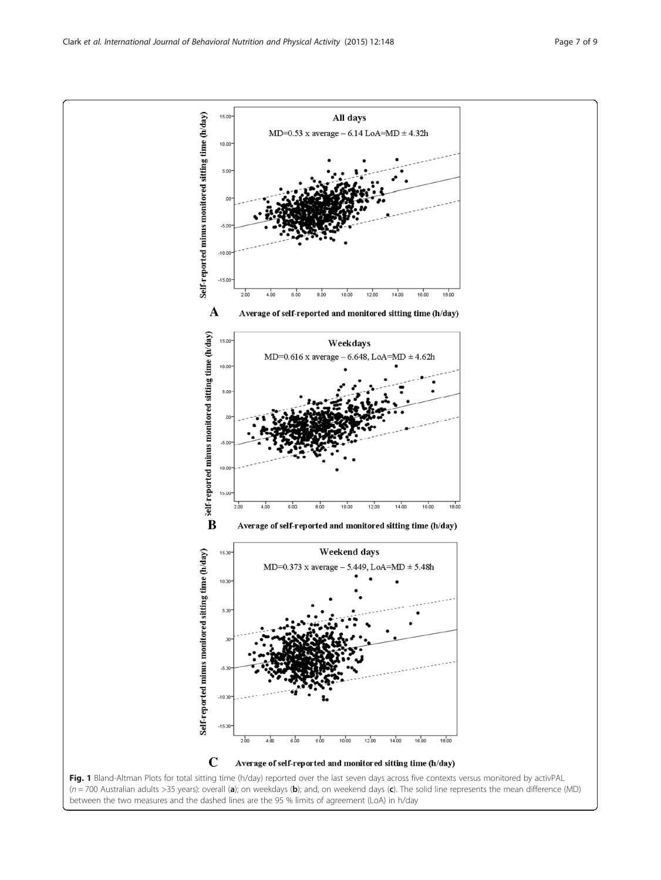**Fig. 1** Bland-Altman Plots for total sitting time (h/day) reported over the last seven days across five contexts versus monitored by activPAL ($n = 700$ Australian adults >35 years): overall (**a**); on weekdays (**b**); and, on weekend days (**c**). The solid line represents the mean difference (MD) between the two measures and the dashed lines are the 95 % limits of agreement (LoA) in h/day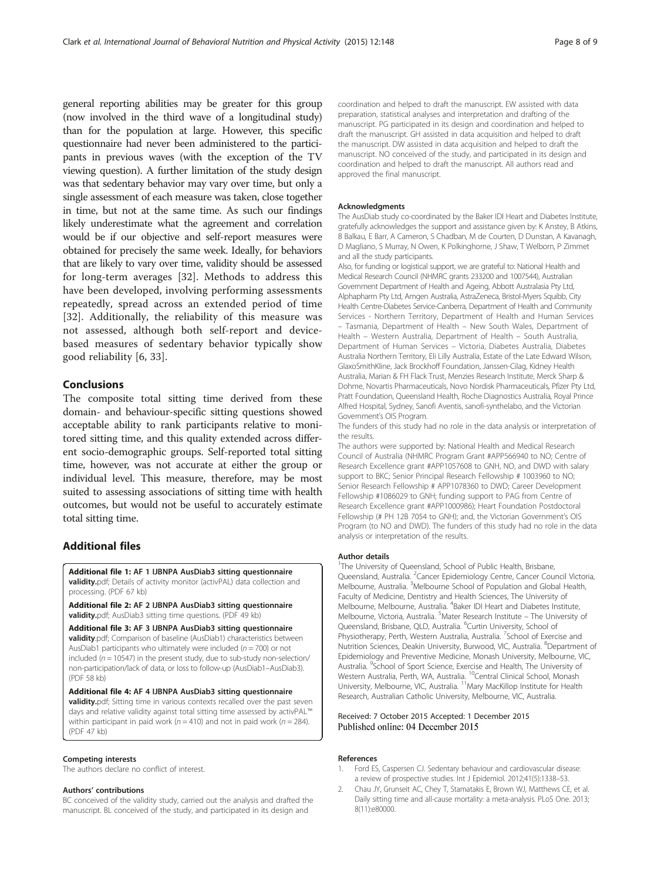general reporting abilities may be greater for this group (now involved in the third wave of a longitudinal study) than for the population at large. However, this specific questionnaire had never been administered to the participants in previous waves (with the exception of the TV viewing question). A further limitation of the study design was that sedentary behavior may vary over time, but only a single assessment of each measure was taken, close together in time, but not at the same time. As such our findings likely underestimate what the agreement and correlation would be if our objective and self-report measures were obtained for precisely the same week. Ideally, for behaviors that are likely to vary over time, validity should be assessed for long-term averages [32]. Methods to address this have been developed, involving performing assessments repeatedly, spread across an extended period of time [32]. Additionally, the reliability of this measure was not assessed, although both self-report and device-based measures of sedentary behavior typically show good reliability [6, 33].

## Conclusions

The composite total sitting time derived from these domain- and behaviour-specific sitting questions showed acceptable ability to rank participants relative to monitored sitting time, and this quality extended across different socio-demographic groups. Self-reported total sitting time, however, was not accurate at either the group or individual level. This measure, therefore, may be most suited to assessing associations of sitting time with health outcomes, but would not be useful to accurately estimate total sitting time.

## Additional files

**Additional file 1: AF 1 IJBNPA AusDiab3 sitting questionnaire validity.**pdf; Details of activity monitor (activPAL) data collection and processing. (PDF 67 kb)

**Additional file 2: AF 2 IJBNPA AusDiab3 sitting questionnaire validity.**pdf; AusDiab3 sitting time questions. (PDF 49 kb)

**Additional file 3: AF 3 IJBNPA AusDiab3 sitting questionnaire validity**.pdf; Comparison of baseline (AusDiab1) characteristics between AusDiab1 participants who ultimately were included ($n = 700$) or not included ($n = 10547$) in the present study, due to sub-study non-selection/non-participation/lack of data, or loss to follow-up (AusDiab1–AusDiab3). (PDF 58 kb)

**Additional file 4: AF 4 IJBNPA AusDiab3 sitting questionnaire validity.**pdf; Sitting time in various contexts recalled over the past seven days and relative validity against total sitting time assessed by activPAL™ within participant in paid work ($n = 410$) and not in paid work ($n = 284$). (PDF 47 kb)

#### Competing interests

The authors declare no conflict of interest.

#### Authors' contributions

BC conceived of the validity study, carried out the analysis and drafted the manuscript. BL conceived of the study, and participated in its design and coordination and helped to draft the manuscript. EW assisted with data preparation, statistical analyses and interpretation and drafting of the manuscript. PG participated in its design and coordination and helped to draft the manuscript. GH assisted in data acquisition and helped to draft the manuscript. DW assisted in data acquisition and helped to draft the manuscript. NO conceived of the study, and participated in its design and coordination and helped to draft the manuscript. All authors read and approved the final manuscript.

#### Acknowledgments

The AusDiab study co-coordinated by the Baker IDI Heart and Diabetes Institute, gratefully acknowledges the support and assistance given by: K Anstey, B Atkins, B Balkau, E Barr, A Cameron, S Chadban, M de Courten, D Dunstan, A Kavanagh, D Magliano, S Murray, N Owen, K Polkinghorne, J Shaw, T Welborn, P Zimmet and all the study participants.

Also, for funding or logistical support, we are grateful to: National Health and Medical Research Council (NHMRC grants 233200 and 1007544), Australian Government Department of Health and Ageing, Abbott Australasia Pty Ltd, Alphapharm Pty Ltd, Amgen Australia, AstraZeneca, Bristol-Myers Squibb, City Health Centre-Diabetes Service-Canberra, Department of Health and Community Services - Northern Territory, Department of Health and Human Services – Tasmania, Department of Health – New South Wales, Department of Health – Western Australia, Department of Health – South Australia, Department of Human Services – Victoria, Diabetes Australia, Diabetes Australia Northern Territory, Eli Lilly Australia, Estate of the Late Edward Wilson, GlaxoSmithKline, Jack Brockhoff Foundation, Janssen-Cilag, Kidney Health Australia, Marian & FH Flack Trust, Menzies Research Institute, Merck Sharp & Dohme, Novartis Pharmaceuticals, Novo Nordisk Pharmaceuticals, Pfizer Pty Ltd, Pratt Foundation, Queensland Health, Roche Diagnostics Australia, Royal Prince Alfred Hospital, Sydney, Sanofi Aventis, sanofi-synthelabo, and the Victorian Government's OIS Program.

The funders of this study had no role in the data analysis or interpretation of the results.

The authors were supported by: National Health and Medical Research Council of Australia (NHMRC Program Grant #APP566940 to NO; Centre of Research Excellence grant #APP1057608 to GNH, NO, and DWD with salary support to BKC; Senior Principal Research Fellowship # 1003960 to NO; Senior Research Fellowship # APP1078360 to DWD; Career Development Fellowship #1086029 to GNH; funding support to PAG from Centre of Research Excellence grant #APP1000986); Heart Foundation Postdoctoral Fellowship (# PH 12B 7054 to GNH); and, the Victorian Government's OIS Program (to NO and DWD). The funders of this study had no role in the data analysis or interpretation of the results.

#### Author details

[1]The University of Queensland, School of Public Health, Brisbane, Queensland, Australia. [2]Cancer Epidemiology Centre, Cancer Council Victoria, Melbourne, Australia. [3]Melbourne School of Population and Global Health, Faculty of Medicine, Dentistry and Health Sciences, The University of Melbourne, Melbourne, Australia. [4]Baker IDI Heart and Diabetes Institute, Melbourne, Victoria, Australia. [5]Mater Research Institute – The University of Queensland, Brisbane, QLD, Australia. [6]Curtin University, School of Physiotherapy, Perth, Western Australia, Australia. [7]School of Exercise and Nutrition Sciences, Deakin University, Burwood, VIC, Australia. [8]Department of Epidemiology and Preventive Medicine, Monash University, Melbourne, VIC, Australia. [9]School of Sport Science, Exercise and Health, The University of Western Australia, Perth, WA, Australia. [10]Central Clinical School, Monash University, Melbourne, VIC, Australia. [11]Mary MacKillop Institute for Health Research, Australian Catholic University, Melbourne, VIC, Australia.

Received: 7 October 2015 Accepted: 1 December 2015
Published online: 04 December 2015

#### References

1. Ford ES, Caspersen CJ. Sedentary behaviour and cardiovascular disease: a review of prospective studies. Int J Epidemiol. 2012;41(5):1338–53.
2. Chau JY, Grunseit AC, Chey T, Stamatakis E, Brown WJ, Matthews CE, et al. Daily sitting time and all-cause mortality: a meta-analysis. PLoS One. 2013; 8(11):e80000.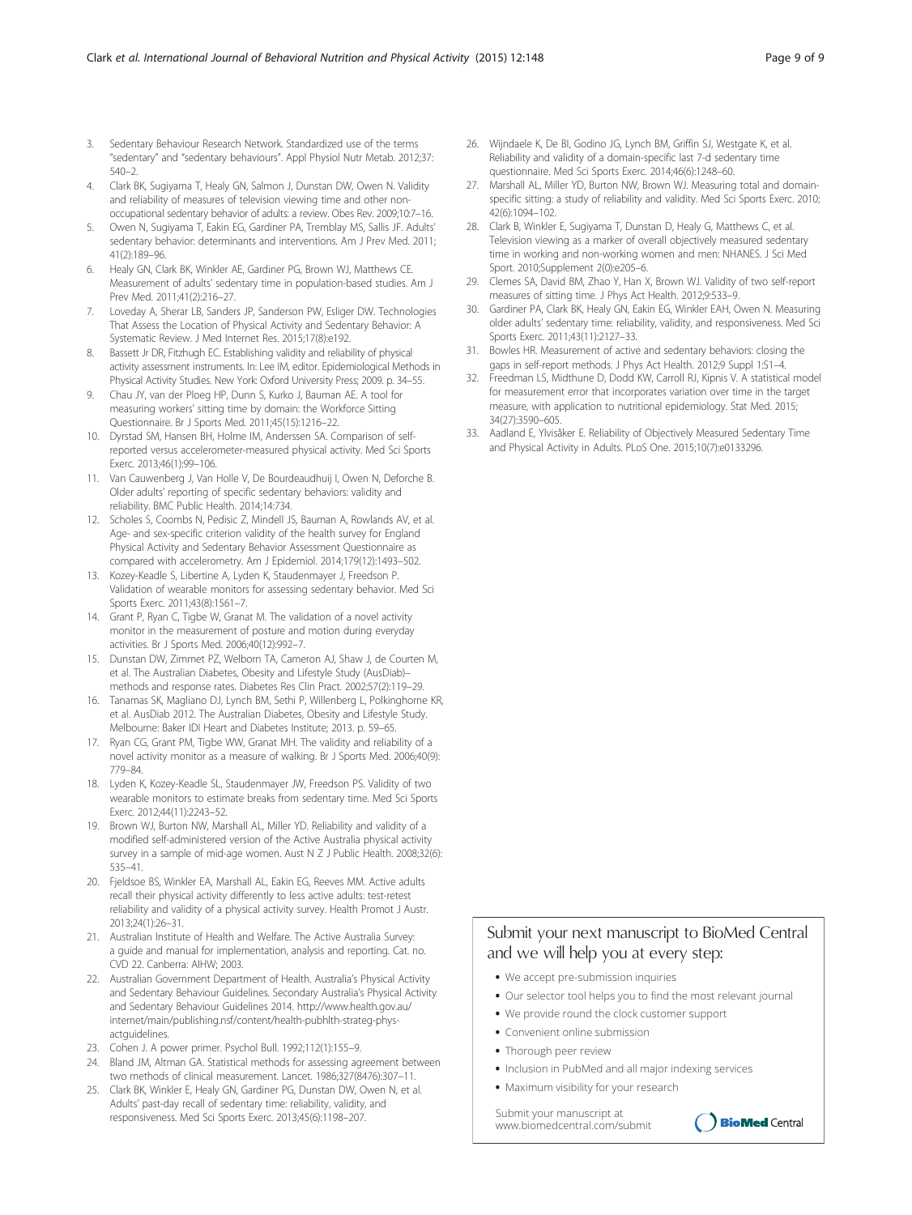3. Sedentary Behaviour Research Network. Standardized use of the terms "sedentary" and "sedentary behaviours". Appl Physiol Nutr Metab. 2012;37: 540–2.
4. Clark BK, Sugiyama T, Healy GN, Salmon J, Dunstan DW, Owen N. Validity and reliability of measures of television viewing time and other non-occupational sedentary behavior of adults: a review. Obes Rev. 2009;10:7–16.
5. Owen N, Sugiyama T, Eakin EG, Gardiner PA, Tremblay MS, Sallis JF. Adults' sedentary behavior: determinants and interventions. Am J Prev Med. 2011; 41(2):189–96.
6. Healy GN, Clark BK, Winkler AE, Gardiner PG, Brown WJ, Matthews CE. Measurement of adults' sedentary time in population-based studies. Am J Prev Med. 2011;41(2):216–27.
7. Loveday A, Sherar LB, Sanders JP, Sanderson PW, Esliger DW. Technologies That Assess the Location of Physical Activity and Sedentary Behavior: A Systematic Review. J Med Internet Res. 2015;17(8):e192.
8. Bassett Jr DR, Fitzhugh EC. Establishing validity and reliability of physical activity assessment instruments. In: Lee IM, editor. Epidemiological Methods in Physical Activity Studies. New York: Oxford University Press; 2009. p. 34–55.
9. Chau JY, van der Ploeg HP, Dunn S, Kurko J, Bauman AE. A tool for measuring workers' sitting time by domain: the Workforce Sitting Questionnaire. Br J Sports Med. 2011;45(15):1216–22.
10. Dyrstad SM, Hansen BH, Holme IM, Anderssen SA. Comparison of self-reported versus accelerometer-measured physical activity. Med Sci Sports Exerc. 2013;46(1):99–106.
11. Van Cauwenberg J, Van Holle V, De Bourdeaudhuij I, Owen N, Deforche B. Older adults' reporting of specific sedentary behaviors: validity and reliability. BMC Public Health. 2014;14:734.
12. Scholes S, Coombs N, Pedisic Z, Mindell JS, Bauman A, Rowlands AV, et al. Age- and sex-specific criterion validity of the health survey for England Physical Activity and Sedentary Behavior Assessment Questionnaire as compared with accelerometry. Am J Epidemiol. 2014;179(12):1493–502.
13. Kozey-Keadle S, Libertine A, Lyden K, Staudenmayer J, Freedson P. Validation of wearable monitors for assessing sedentary behavior. Med Sci Sports Exerc. 2011;43(8):1561–7.
14. Grant P, Ryan C, Tigbe W, Granat M. The validation of a novel activity monitor in the measurement of posture and motion during everyday activities. Br J Sports Med. 2006;40(12):992–7.
15. Dunstan DW, Zimmet PZ, Welborn TA, Cameron AJ, Shaw J, de Courten M, et al. The Australian Diabetes, Obesity and Lifestyle Study (AusDiab)– methods and response rates. Diabetes Res Clin Pract. 2002;57(2):119–29.
16. Tanamas SK, Magliano DJ, Lynch BM, Sethi P, Willenberg L, Polkinghorne KR, et al. AusDiab 2012. The Australian Diabetes, Obesity and Lifestyle Study. Melbourne: Baker IDI Heart and Diabetes Institute; 2013. p. 59–65.
17. Ryan CG, Grant PM, Tigbe WW, Granat MH. The validity and reliability of a novel activity monitor as a measure of walking. Br J Sports Med. 2006;40(9): 779–84.
18. Lyden K, Kozey-Keadle SL, Staudenmayer JW, Freedson PS. Validity of two wearable monitors to estimate breaks from sedentary time. Med Sci Sports Exerc. 2012;44(11):2243–52.
19. Brown WJ, Burton NW, Marshall AL, Miller YD. Reliability and validity of a modified self-administered version of the Active Australia physical activity survey in a sample of mid-age women. Aust N Z J Public Health. 2008;32(6): 535–41.
20. Fjeldsoe BS, Winkler EA, Marshall AL, Eakin EG, Reeves MM. Active adults recall their physical activity differently to less active adults: test-retest reliability and validity of a physical activity survey. Health Promot J Austr. 2013;24(1):26–31.
21. Australian Institute of Health and Welfare. The Active Australia Survey: a guide and manual for implementation, analysis and reporting. Cat. no. CVD 22. Canberra: AIHW; 2003.
22. Australian Government Department of Health. Australia's Physical Activity and Sedentary Behaviour Guidelines. Secondary Australia's Physical Activity and Sedentary Behaviour Guidelines 2014. http://www.health.gov.au/internet/main/publishing.nsf/content/health-pubhlth-strateg-phys-actguidelines.
23. Cohen J. A power primer. Psychol Bull. 1992;112(1):155–9.
24. Bland JM, Altman GA. Statistical methods for assessing agreement between two methods of clinical measurement. Lancet. 1986;327(8476):307–11.
25. Clark BK, Winkler E, Healy GN, Gardiner PG, Dunstan DW, Owen N, et al. Adults' past-day recall of sedentary time: reliability, validity, and responsiveness. Med Sci Sports Exerc. 2013;45(6):1198–207.
26. Wijndaele K, De Bl, Godino JG, Lynch BM, Griffin SJ, Westgate K, et al. Reliability and validity of a domain-specific last 7-d sedentary time questionnaire. Med Sci Sports Exerc. 2014;46(6):1248–60.
27. Marshall AL, Miller YD, Burton NW, Brown WJ. Measuring total and domain-specific sitting: a study of reliability and validity. Med Sci Sports Exerc. 2010; 42(6):1094–102.
28. Clark B, Winkler E, Sugiyama T, Dunstan D, Healy G, Matthews C, et al. Television viewing as a marker of overall objectively measured sedentary time in working and non-working women and men: NHANES. J Sci Med Sport. 2010;Supplement 2(0):e205–6.
29. Clemes SA, David BM, Zhao Y, Han X, Brown WJ. Validity of two self-report measures of sitting time. J Phys Act Health. 2012;9:533–9.
30. Gardiner PA, Clark BK, Healy GN, Eakin EG, Winkler EAH, Owen N. Measuring older adults' sedentary time: reliability, validity, and responsiveness. Med Sci Sports Exerc. 2011;43(11):2127–33.
31. Bowles HR. Measurement of active and sedentary behaviors: closing the gaps in self-report methods. J Phys Act Health. 2012;9 Suppl 1:S1–4.
32. Freedman LS, Midthune D, Dodd KW, Carroll RJ, Kipnis V. A statistical model for measurement error that incorporates variation over time in the target measure, with application to nutritional epidemiology. Stat Med. 2015; 34(27):3590–605.
33. Aadland E, Ylvisåker E. Reliability of Objectively Measured Sedentary Time and Physical Activity in Adults. PLoS One. 2015;10(7):e0133296.

Submit your next manuscript to BioMed Central and we will help you at every step:

- We accept pre-submission inquiries
- Our selector tool helps you to find the most relevant journal
- We provide round the clock customer support
- Convenient online submission
- Thorough peer review
- Inclusion in PubMed and all major indexing services
- Maximum visibility for your research

Submit your manuscript at www.biomedcentral.com/submit

BioMed Central